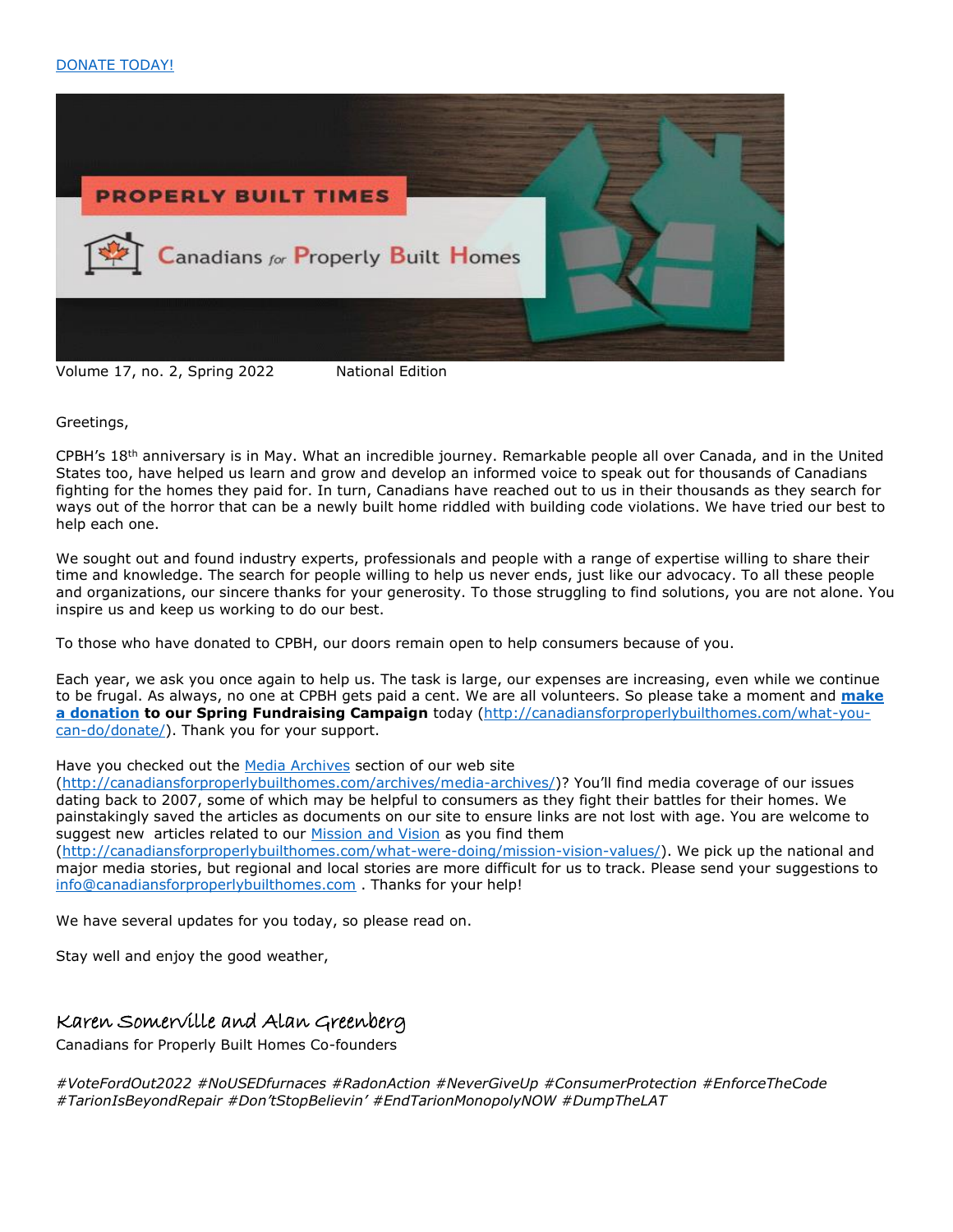[DONATE TODAY!](http://canadiansforproperlybuilthomes.com/what-you-can-do/donate/)

# PROPERLY BUILT TIMES

## Canadians for Properly Built Homes

Volume 17, no. 2, Spring 2022 National Edition

Greetings,

CPBH's 18th anniversary is in May. What an incredible journey. Remarkable people all over Canada, and in the United States too, have helped us learn and grow and develop an informed voice to speak out for thousands of Canadians fighting for the homes they paid for. In turn, Canadians have reached out to us in their thousands as they search for ways out of the horror that can be a newly built home riddled with building code violations. We have tried our best to help each one.

We sought out and found industry experts, professionals and people with a range of expertise willing to share their time and knowledge. The search for people willing to help us never ends, just like our advocacy. To all these people and organizations, our sincere thanks for your generosity. To those struggling to find solutions, you are not alone. You inspire us and keep us working to do our best.

To those who have donated to CPBH, our doors remain open to help consumers because of you.

Each year, we ask you once again to help us. The task is large, our expenses are increasing, even while we continue to be frugal. As always, no one at CPBH gets paid a cent. We are all volunteers. So please take a moment and **make a donation to our Spring Fundraising Campaign** today (http://canadiansforproperlybuilthomes.com/what-you-can-do/donate/). Thank you for your support.

Have you checked out the Media Archives section of our web site (http://canadiansforproperlybuilthomes.com/archives/media-archives/)? You'll find media coverage of our issues dating back to 2007, some of which may be helpful to consumers as they fight their battles for their homes. We painstakingly saved the articles as documents on our site to ensure links are not lost with age. You are welcome to suggest new articles related to our Mission and Vision as you find them (http://canadiansforproperlybuilthomes.com/what-were-doing/mission-vision-values/). We pick up the national and major media stories, but regional and local stories are more difficult for us to track. Please send your suggestions to info@canadiansforproperlybuilthomes.com . Thanks for your help!

We have several updates for you today, so please read on.

Stay well and enjoy the good weather,

Karen Somerville and Alan Greenberg
Canadians for Properly Built Homes Co-founders

*#VoteFordOut2022 #NoUSEDfurnaces #RadonAction #NeverGiveUp #ConsumerProtection #EnforceTheCode #TarionIsBeyondRepair #Don'tStopBelievin' #EndTarionMonopolyNOW #DumpTheLAT*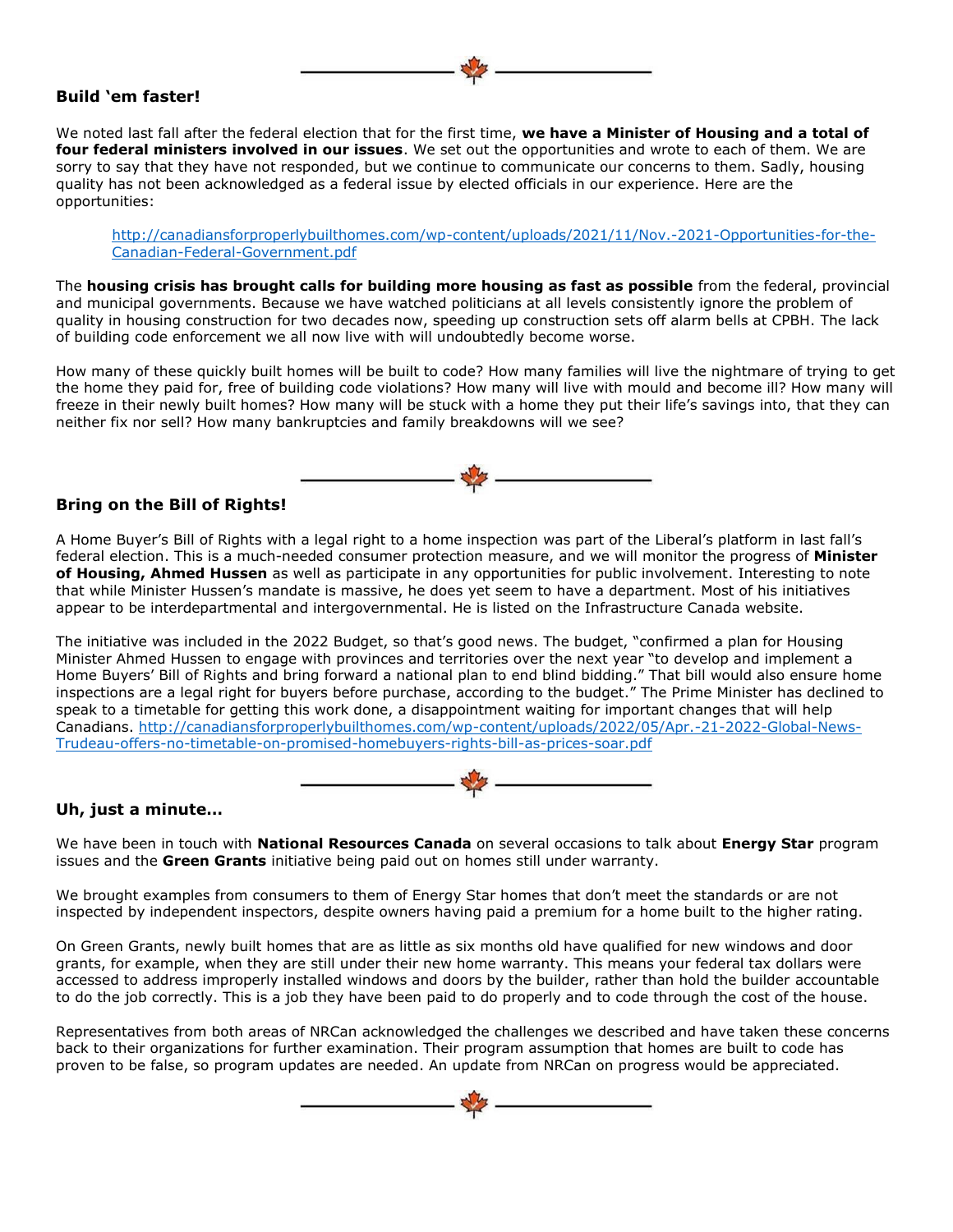---

### Build 'em faster!

We noted last fall after the federal election that for the first time, **we have a Minister of Housing and a total of four federal ministers involved in our issues**. We set out the opportunities and wrote to each of them. We are sorry to say that they have not responded, but we continue to communicate our concerns to them. Sadly, housing quality has not been acknowledged as a federal issue by elected officials in our experience. Here are the opportunities:

> http://canadiansforproperlybuilthomes.com/wp-content/uploads/2021/11/Nov.-2021-Opportunities-for-the-Canadian-Federal-Government.pdf

The **housing crisis has brought calls for building more housing as fast as possible** from the federal, provincial and municipal governments. Because we have watched politicians at all levels consistently ignore the problem of quality in housing construction for two decades now, speeding up construction sets off alarm bells at CPBH. The lack of building code enforcement we all now live with will undoubtedly become worse.

How many of these quickly built homes will be built to code? How many families will live the nightmare of trying to get the home they paid for, free of building code violations? How many will live with mould and become ill? How many will freeze in their newly built homes? How many will be stuck with a home they put their life's savings into, that they can neither fix nor sell? How many bankruptcies and family breakdowns will we see?

---

### Bring on the Bill of Rights!

A Home Buyer's Bill of Rights with a legal right to a home inspection was part of the Liberal's platform in last fall's federal election. This is a much-needed consumer protection measure, and we will monitor the progress of **Minister of Housing, Ahmed Hussen** as well as participate in any opportunities for public involvement. Interesting to note that while Minister Hussen's mandate is massive, he does yet seem to have a department. Most of his initiatives appear to be interdepartmental and intergovernmental. He is listed on the Infrastructure Canada website.

The initiative was included in the 2022 Budget, so that's good news. The budget, "confirmed a plan for Housing Minister Ahmed Hussen to engage with provinces and territories over the next year "to develop and implement a Home Buyers' Bill of Rights and bring forward a national plan to end blind bidding." That bill would also ensure home inspections are a legal right for buyers before purchase, according to the budget." The Prime Minister has declined to speak to a timetable for getting this work done, a disappointment waiting for important changes that will help Canadians. http://canadiansforproperlybuilthomes.com/wp-content/uploads/2022/05/Apr.-21-2022-Global-News-Trudeau-offers-no-timetable-on-promised-homebuyers-rights-bill-as-prices-soar.pdf

---

### Uh, just a minute…

We have been in touch with **National Resources Canada** on several occasions to talk about **Energy Star** program issues and the **Green Grants** initiative being paid out on homes still under warranty.

We brought examples from consumers to them of Energy Star homes that don't meet the standards or are not inspected by independent inspectors, despite owners having paid a premium for a home built to the higher rating.

On Green Grants, newly built homes that are as little as six months old have qualified for new windows and door grants, for example, when they are still under their new home warranty. This means your federal tax dollars were accessed to address improperly installed windows and doors by the builder, rather than hold the builder accountable to do the job correctly. This is a job they have been paid to do properly and to code through the cost of the house.

Representatives from both areas of NRCan acknowledged the challenges we described and have taken these concerns back to their organizations for further examination. Their program assumption that homes are built to code has proven to be false, so program updates are needed. An update from NRCan on progress would be appreciated.

---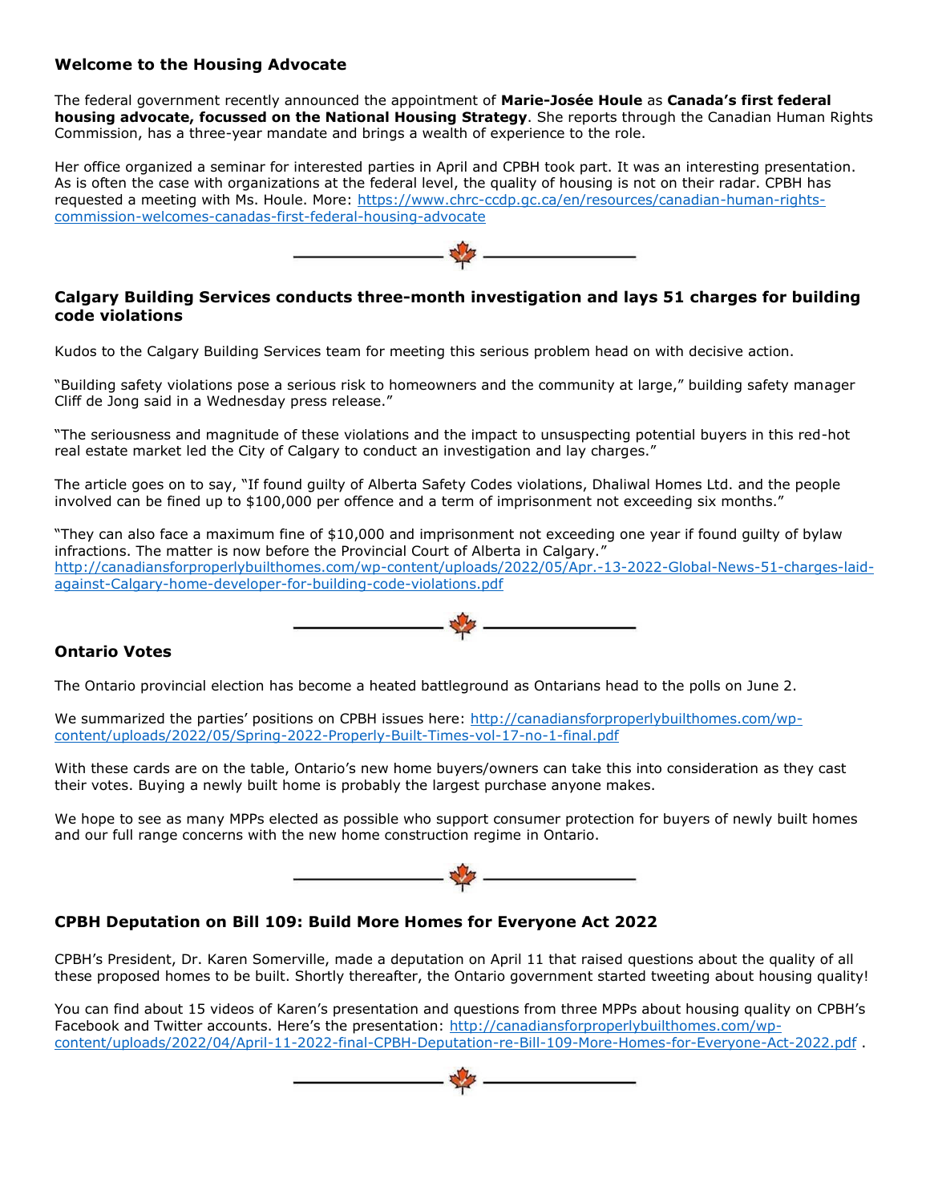### Welcome to the Housing Advocate

The federal government recently announced the appointment of **Marie-Josée Houle** as **Canada's first federal housing advocate, focussed on the National Housing Strategy**. She reports through the Canadian Human Rights Commission, has a three-year mandate and brings a wealth of experience to the role.

Her office organized a seminar for interested parties in April and CPBH took part. It was an interesting presentation. As is often the case with organizations at the federal level, the quality of housing is not on their radar. CPBH has requested a meeting with Ms. Houle. More: https://www.chrc-ccdp.gc.ca/en/resources/canadian-human-rights-commission-welcomes-canadas-first-federal-housing-advocate

---

### Calgary Building Services conducts three-month investigation and lays 51 charges for building code violations

Kudos to the Calgary Building Services team for meeting this serious problem head on with decisive action.

"Building safety violations pose a serious risk to homeowners and the community at large," building safety manager Cliff de Jong said in a Wednesday press release."

"The seriousness and magnitude of these violations and the impact to unsuspecting potential buyers in this red-hot real estate market led the City of Calgary to conduct an investigation and lay charges."

The article goes on to say, "If found guilty of Alberta Safety Codes violations, Dhaliwal Homes Ltd. and the people involved can be fined up to $100,000 per offence and a term of imprisonment not exceeding six months."

"They can also face a maximum fine of $10,000 and imprisonment not exceeding one year if found guilty of bylaw infractions. The matter is now before the Provincial Court of Alberta in Calgary."
http://canadiansforproperlybuilthomes.com/wp-content/uploads/2022/05/Apr.-13-2022-Global-News-51-charges-laid-against-Calgary-home-developer-for-building-code-violations.pdf

---

### Ontario Votes

The Ontario provincial election has become a heated battleground as Ontarians head to the polls on June 2.

We summarized the parties' positions on CPBH issues here: http://canadiansforproperlybuilthomes.com/wp-content/uploads/2022/05/Spring-2022-Properly-Built-Times-vol-17-no-1-final.pdf

With these cards are on the table, Ontario's new home buyers/owners can take this into consideration as they cast their votes. Buying a newly built home is probably the largest purchase anyone makes.

We hope to see as many MPPs elected as possible who support consumer protection for buyers of newly built homes and our full range concerns with the new home construction regime in Ontario.

---

### CPBH Deputation on Bill 109: Build More Homes for Everyone Act 2022

CPBH's President, Dr. Karen Somerville, made a deputation on April 11 that raised questions about the quality of all these proposed homes to be built. Shortly thereafter, the Ontario government started tweeting about housing quality!

You can find about 15 videos of Karen's presentation and questions from three MPPs about housing quality on CPBH's Facebook and Twitter accounts. Here's the presentation: http://canadiansforproperlybuilthomes.com/wp-content/uploads/2022/04/April-11-2022-final-CPBH-Deputation-re-Bill-109-More-Homes-for-Everyone-Act-2022.pdf .

---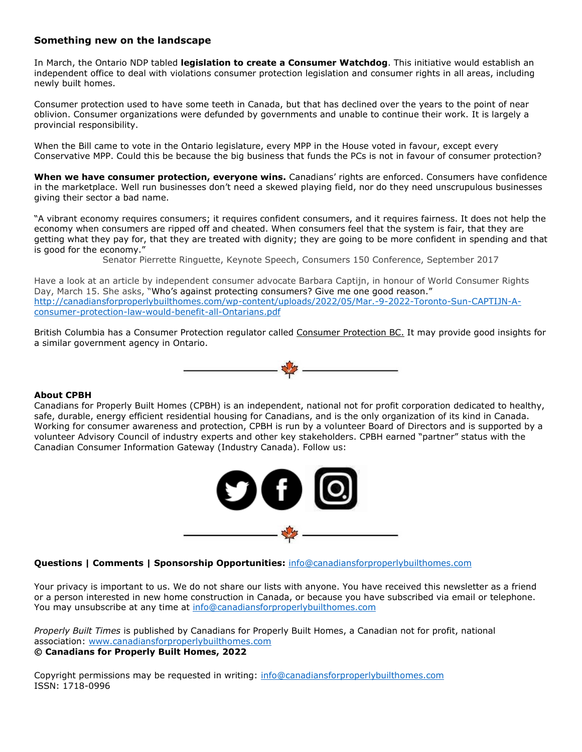### Something new on the landscape

In March, the Ontario NDP tabled **legislation to create a Consumer Watchdog**. This initiative would establish an independent office to deal with violations consumer protection legislation and consumer rights in all areas, including newly built homes.

Consumer protection used to have some teeth in Canada, but that has declined over the years to the point of near oblivion. Consumer organizations were defunded by governments and unable to continue their work. It is largely a provincial responsibility.

When the Bill came to vote in the Ontario legislature, every MPP in the House voted in favour, except every Conservative MPP. Could this be because the big business that funds the PCs is not in favour of consumer protection?

**When we have consumer protection, everyone wins.** Canadians' rights are enforced. Consumers have confidence in the marketplace. Well run businesses don't need a skewed playing field, nor do they need unscrupulous businesses giving their sector a bad name.

"A vibrant economy requires consumers; it requires confident consumers, and it requires fairness. It does not help the economy when consumers are ripped off and cheated. When consumers feel that the system is fair, that they are getting what they pay for, that they are treated with dignity; they are going to be more confident in spending and that is good for the economy."

Senator Pierrette Ringuette, Keynote Speech, Consumers 150 Conference, September 2017

Have a look at an article by independent consumer advocate Barbara Captijn, in honour of World Consumer Rights Day, March 15. She asks, "Who's against protecting consumers? Give me one good reason." http://canadiansforproperlybuilthomes.com/wp-content/uploads/2022/05/Mar.-9-2022-Toronto-Sun-CAPTIJN-A-consumer-protection-law-would-benefit-all-Ontarians.pdf

British Columbia has a Consumer Protection regulator called Consumer Protection BC. It may provide good insights for a similar government agency in Ontario.

---

**About CPBH**

Canadians for Properly Built Homes (CPBH) is an independent, national not for profit corporation dedicated to healthy, safe, durable, energy efficient residential housing for Canadians, and is the only organization of its kind in Canada. Working for consumer awareness and protection, CPBH is run by a volunteer Board of Directors and is supported by a volunteer Advisory Council of industry experts and other key stakeholders. CPBH earned "partner" status with the Canadian Consumer Information Gateway (Industry Canada). Follow us:

---

**Questions | Comments | Sponsorship Opportunities:** info@canadiansforproperlybuilthomes.com

Your privacy is important to us. We do not share our lists with anyone. You have received this newsletter as a friend or a person interested in new home construction in Canada, or because you have subscribed via email or telephone. You may unsubscribe at any time at info@canadiansforproperlybuilthomes.com

*Properly Built Times* is published by Canadians for Properly Built Homes, a Canadian not for profit, national association: www.canadiansforproperlybuilthomes.com
**© Canadians for Properly Built Homes, 2022**

Copyright permissions may be requested in writing: info@canadiansforproperlybuilthomes.com
ISSN: 1718-0996